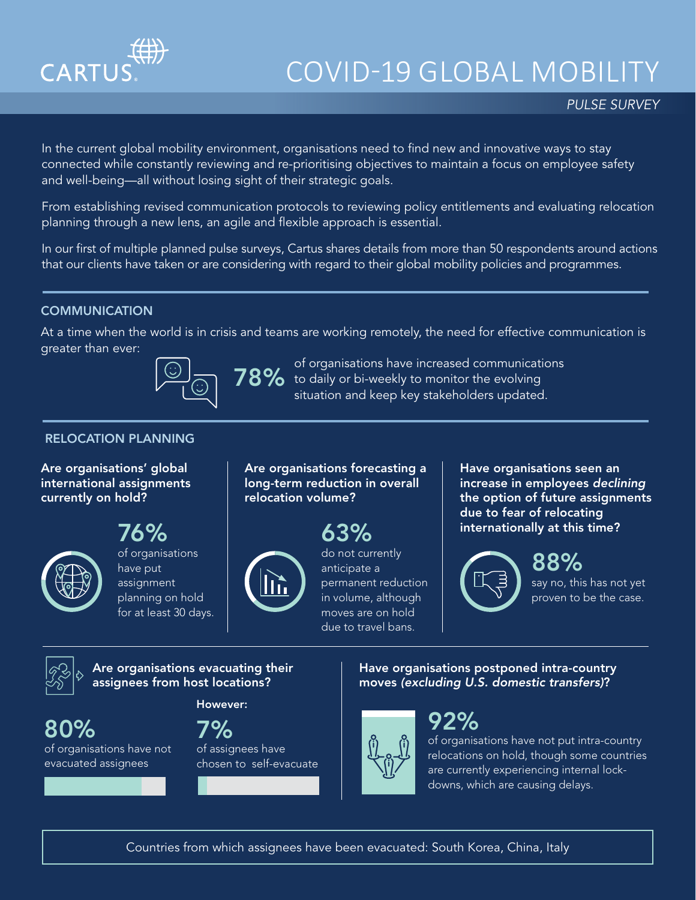# COVID-19 GLOBAL MOBILITY

*PULSE SURVEY*

In the current global mobility environment, organisations need to find new and innovative ways to stay connected while constantly reviewing and re-prioritising objectives to maintain a focus on employee safety and well-being—all without losing sight of their strategic goals.

From establishing revised communication protocols to reviewing policy entitlements and evaluating relocation planning through a new lens, an agile and flexible approach is essential.

In our first of multiple planned pulse surveys, Cartus shares details from more than 50 respondents around actions that our clients have taken or are considering with regard to their global mobility policies and programmes.

## COMMUNICATION

At a time when the world is in crisis and teams are working remotely, the need for effective communication is greater than ever:

**78%** of organisations have increased communications to daily or bi-weekly to monitor the evolving situation and keep key stakeholders updated.

## RELOCATION PLANNING

**Are organisations' global international assignments currently on hold?**

**76%** of organisations have put assignment planning on hold for at least 30 days.

**Are organisations forecasting a long-term reduction in overall relocation volume?**

**63%** do not currently anticipate a permanent reduction in volume, although moves are on hold due to travel bans.

**Have organisations seen an increase in employees *declining* the option of future assignments due to fear of relocating internationally at this time?**

**88%** say no, this has not yet proven to be the case.

**Are organisations evacuating their assignees from host locations?**

**80%** of organisations have not evacuated assignees

**However:**

**7%** of assignees have chosen to self-evacuate

**Have organisations postponed intra-country moves *(excluding U.S. domestic transfers)*?**

**92%** of organisations have not put intra-country relocations on hold, though some countries are currently experiencing internal lock-downs, which are causing delays.

Countries from which assignees have been evacuated: South Korea, China, Italy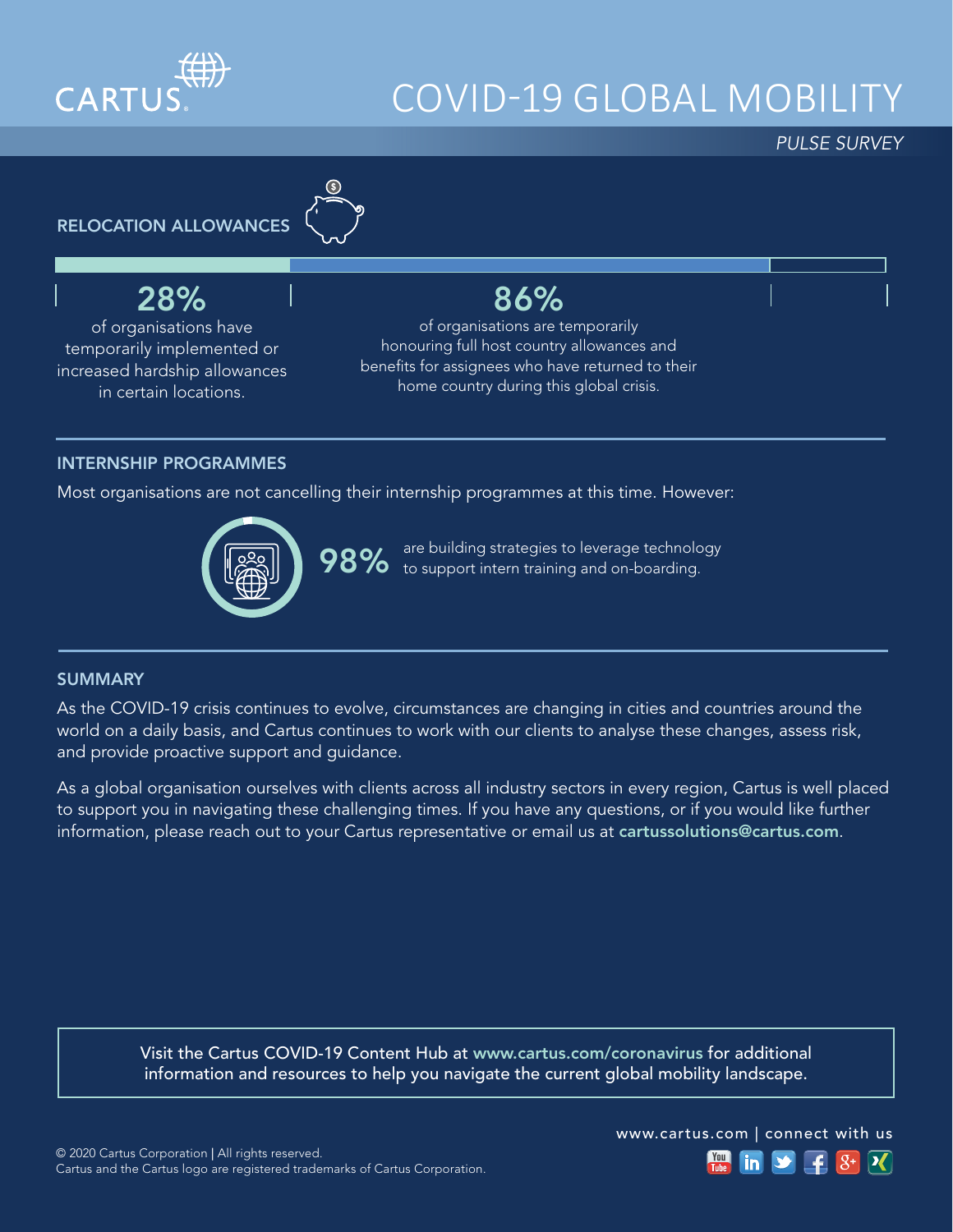# COVID-19 GLOBAL MOBILITY

*PULSE SURVEY*

## RELOCATION ALLOWANCES

**28%**

of organisations have temporarily implemented or increased hardship allowances in certain locations.

**86%**

of organisations are temporarily honouring full host country allowances and benefits for assignees who have returned to their home country during this global crisis.

## INTERNSHIP PROGRAMMES

Most organisations are not cancelling their internship programmes at this time. However:

**98%** are building strategies to leverage technology to support intern training and on-boarding.

## SUMMARY

As the COVID-19 crisis continues to evolve, circumstances are changing in cities and countries around the world on a daily basis, and Cartus continues to work with our clients to analyse these changes, assess risk, and provide proactive support and guidance.

As a global organisation ourselves with clients across all industry sectors in every region, Cartus is well placed to support you in navigating these challenging times. If you have any questions, or if you would like further information, please reach out to your Cartus representative or email us at **cartussolutions@cartus.com**.

Visit the Cartus COVID-19 Content Hub at www.cartus.com/coronavirus for additional information and resources to help you navigate the current global mobility landscape.

© 2020 Cartus Corporation | All rights reserved.
Cartus and the Cartus logo are registered trademarks of Cartus Corporation.

www.cartus.com | connect with us